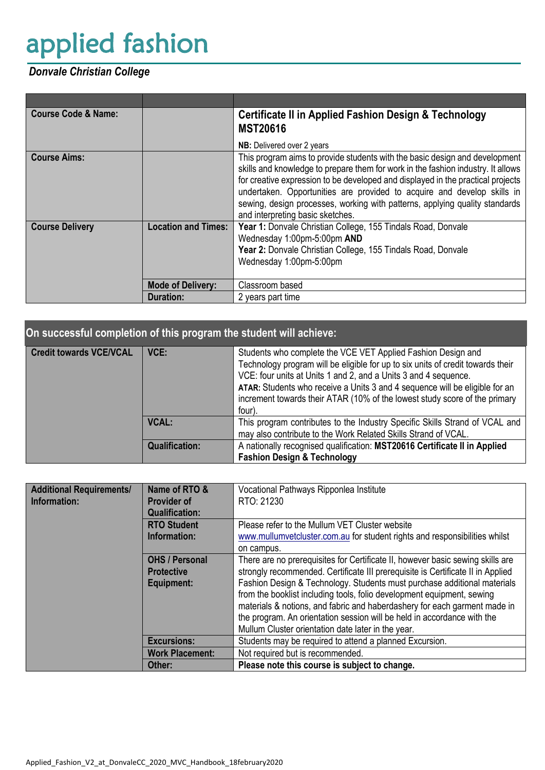# applied fashion

***Donvale Christian College***

| | | |
|---|---|---|
| **Course Code & Name:** | | **Certificate II in Applied Fashion Design & Technology MST20616**<br>**NB:** Delivered over 2 years |
| **Course Aims:** | | This program aims to provide students with the basic design and development skills and knowledge to prepare them for work in the fashion industry. It allows for creative expression to be developed and displayed in the practical projects undertaken. Opportunities are provided to acquire and develop skills in sewing, design processes, working with patterns, applying quality standards and interpreting basic sketches. |
| **Course Delivery** | **Location and Times:** | **Year 1:** Donvale Christian College, 155 Tindals Road, Donvale<br>Wednesday 1:00pm-5:00pm **AND**<br>**Year 2:** Donvale Christian College, 155 Tindals Road, Donvale<br>Wednesday 1:00pm-5:00pm |
| | **Mode of Delivery:** | Classroom based |
| | **Duration:** | 2 years part time |

| On successful completion of this program the student will achieve: | | |
|---|---|---|
| **Credit towards VCE/VCAL** | **VCE:** | Students who complete the VCE VET Applied Fashion Design and Technology program will be eligible for up to six units of credit towards their VCE: four units at Units 1 and 2, and a Units 3 and 4 sequence.<br>**ATAR:** Students who receive a Units 3 and 4 sequence will be eligible for an increment towards their ATAR (10% of the lowest study score of the primary four). |
| | **VCAL:** | This program contributes to the Industry Specific Skills Strand of VCAL and may also contribute to the Work Related Skills Strand of VCAL. |
| | **Qualification:** | A nationally recognised qualification: **MST20616 Certificate II in Applied Fashion Design & Technology** |

| | | |
|---|---|---|
| **Additional Requirements/ Information:** | **Name of RTO & Provider of Qualification:** | Vocational Pathways Ripponlea Institute<br>RTO: 21230 |
| | **RTO Student Information:** | Please refer to the Mullum VET Cluster website www.mullumvetcluster.com.au for student rights and responsibilities whilst on campus. |
| | **OHS / Personal Protective Equipment:** | There are no prerequisites for Certificate II, however basic sewing skills are strongly recommended. Certificate III prerequisite is Certificate II in Applied Fashion Design & Technology. Students must purchase additional materials from the booklist including tools, folio development equipment, sewing materials & notions, and fabric and haberdashery for each garment made in the program. An orientation session will be held in accordance with the Mullum Cluster orientation date later in the year. |
| | **Excursions:** | Students may be required to attend a planned Excursion. |
| | **Work Placement:** | Not required but is recommended. |
| | **Other:** | **Please note this course is subject to change.** |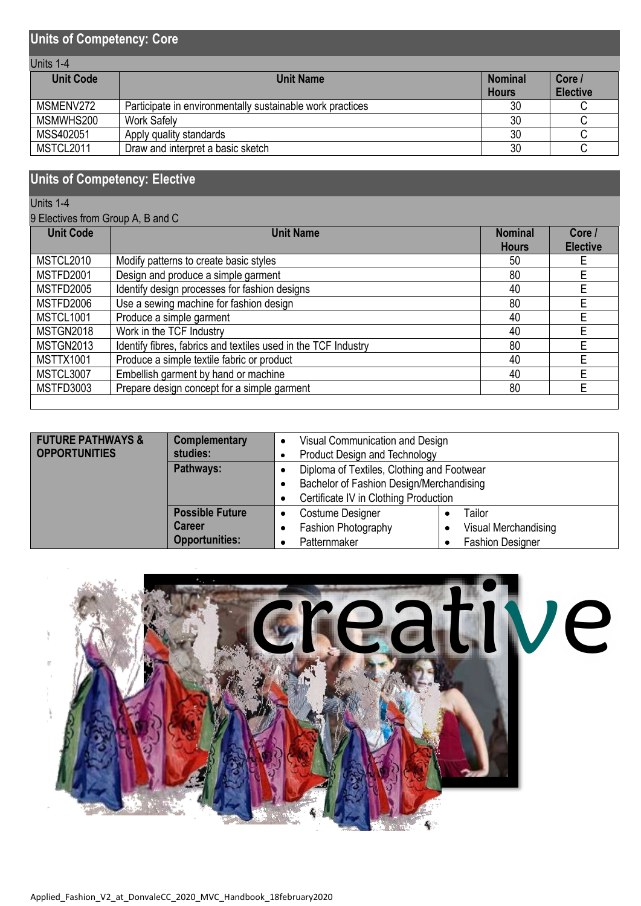## Units of Competency: Core

Units 1-4

| Unit Code | Unit Name | Nominal Hours | Core / Elective |
|---|---|---|---|
| MSMENV272 | Participate in environmentally sustainable work practices | 30 | C |
| MSMWHS200 | Work Safely | 30 | C |
| MSS402051 | Apply quality standards | 30 | C |
| MSTCL2011 | Draw and interpret a basic sketch | 30 | C |

## Units of Competency: Elective

Units 1-4

9 Electives from Group A, B and C

| Unit Code | Unit Name | Nominal Hours | Core / Elective |
|---|---|---|---|
| MSTCL2010 | Modify patterns to create basic styles | 50 | E |
| MSTFD2001 | Design and produce a simple garment | 80 | E |
| MSTFD2005 | Identify design processes for fashion designs | 40 | E |
| MSTFD2006 | Use a sewing machine for fashion design | 80 | E |
| MSTCL1001 | Produce a simple garment | 40 | E |
| MSTGN2018 | Work in the TCF Industry | 40 | E |
| MSTGN2013 | Identify fibres, fabrics and textiles used in the TCF Industry | 80 | E |
| MSTTX1001 | Produce a simple textile fabric or product | 40 | E |
| MSTCL3007 | Embellish garment by hand or machine | 40 | E |
| MSTFD3003 | Prepare design concept for a simple garment | 80 | E |

| FUTURE PATHWAYS & OPPORTUNITIES | | | |
|---|---|---|---|
| | **Complementary studies:** | • Visual Communication and Design<br>• Product Design and Technology | |
| | **Pathways:** | • Diploma of Textiles, Clothing and Footwear<br>• Bachelor of Fashion Design/Merchandising<br>• Certificate IV in Clothing Production | |
| | **Possible Future Career Opportunities:** | • Costume Designer<br>• Fashion Photography<br>• Patternmaker | • Tailor<br>• Visual Merchandising<br>• Fashion Designer |

creative